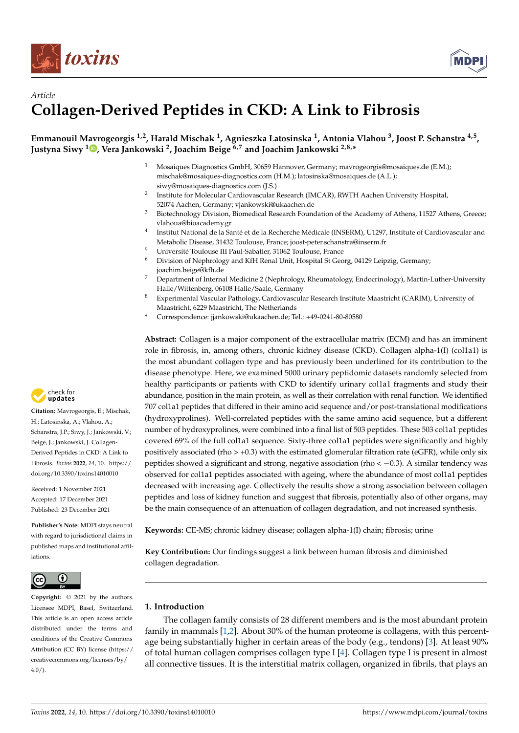*Article*

# Collagen-Derived Peptides in CKD: A Link to Fibrosis

**Emmanouil Mavrogeorgis [1,2], Harald Mischak [1], Agnieszka Latosinska [1], Antonia Vlahou [3], Joost P. Schanstra [4,5], Justyna Siwy [1], Vera Jankowski [2], Joachim Beige [6,7] and Joachim Jankowski [2,8,*]**

1. Mosaiques Diagnostics GmbH, 30659 Hannover, Germany; mavrogeorgis@mosaiques.de (E.M.); mischak@mosaiques-diagnostics.com (H.M.); latosinska@mosaiques.de (A.L.); siwy@mosaiques-diagnostics.com (J.S.)
2. Institute for Molecular Cardiovascular Research (IMCAR), RWTH Aachen University Hospital, 52074 Aachen, Germany; vjankowski@ukaachen.de
3. Biotechnology Division, Biomedical Research Foundation of the Academy of Athens, 11527 Athens, Greece; vlahoua@bioacademy.gr
4. Institut National de la Santé et de la Recherche Médicale (INSERM), U1297, Institute of Cardiovascular and Metabolic Disease, 31432 Toulouse, France; joost-peter.schanstra@inserm.fr
5. Université Toulouse III Paul-Sabatier, 31062 Toulouse, France
6. Division of Nephrology and KfH Renal Unit, Hospital St Georg, 04129 Leipzig, Germany; joachim.beige@kfh.de
7. Department of Internal Medicine 2 (Nephrology, Rheumatology, Endocrinology), Martin-Luther-University Halle/Wittenberg, 06108 Halle/Saale, Germany
8. Experimental Vascular Pathology, Cardiovascular Research Institute Maastricht (CARIM), University of Maastricht, 6229 Maastricht, The Netherlands

\* Correspondence: jjankowski@ukaachen.de; Tel.: +49-0241-80-80580

**Abstract:** Collagen is a major component of the extracellular matrix (ECM) and has an imminent role in fibrosis, in, among others, chronic kidney disease (CKD). Collagen alpha-1(I) (col1a1) is the most abundant collagen type and has previously been underlined for its contribution to the disease phenotype. Here, we examined 5000 urinary peptidomic datasets randomly selected from healthy participants or patients with CKD to identify urinary col1a1 fragments and study their abundance, position in the main protein, as well as their correlation with renal function. We identified 707 col1a1 peptides that differed in their amino acid sequence and/or post-translational modifications (hydroxyprolines). Well-correlated peptides with the same amino acid sequence, but a different number of hydroxyprolines, were combined into a final list of 503 peptides. These 503 col1a1 peptides covered 69% of the full col1a1 sequence. Sixty-three col1a1 peptides were significantly and highly positively associated (rho > +0.3) with the estimated glomerular filtration rate (eGFR), while only six peptides showed a significant and strong, negative association (rho < −0.3). A similar tendency was observed for col1a1 peptides associated with ageing, where the abundance of most col1a1 peptides decreased with increasing age. Collectively the results show a strong association between collagen peptides and loss of kidney function and suggest that fibrosis, potentially also of other organs, may be the main consequence of an attenuation of collagen degradation, and not increased synthesis.

**Keywords:** CE-MS; chronic kidney disease; collagen alpha-1(I) chain; fibrosis; urine

**Key Contribution:** Our findings suggest a link between human fibrosis and diminished collagen degradation.

**Citation:** Mavrogeorgis, E.; Mischak, H.; Latosinska, A.; Vlahou, A.; Schanstra, J.P.; Siwy, J.; Jankowski, V.; Beige, J.; Jankowski, J. Collagen-Derived Peptides in CKD: A Link to Fibrosis. *Toxins* **2022**, *14*, 10. https://doi.org/10.3390/toxins14010010

Received: 1 November 2021
Accepted: 17 December 2021
Published: 23 December 2021

**Publisher's Note:** MDPI stays neutral with regard to jurisdictional claims in published maps and institutional affiliations.

**Copyright:** © 2021 by the authors. Licensee MDPI, Basel, Switzerland. This article is an open access article distributed under the terms and conditions of the Creative Commons Attribution (CC BY) license (https://creativecommons.org/licenses/by/4.0/).

## 1. Introduction

The collagen family consists of 28 different members and is the most abundant protein family in mammals [1,2]. About 30% of the human proteome is collagens, with this percentage being substantially higher in certain areas of the body (e.g., tendons) [3]. At least 90% of total human collagen comprises collagen type I [4]. Collagen type I is present in almost all connective tissues. It is the interstitial matrix collagen, organized in fibrils, that plays an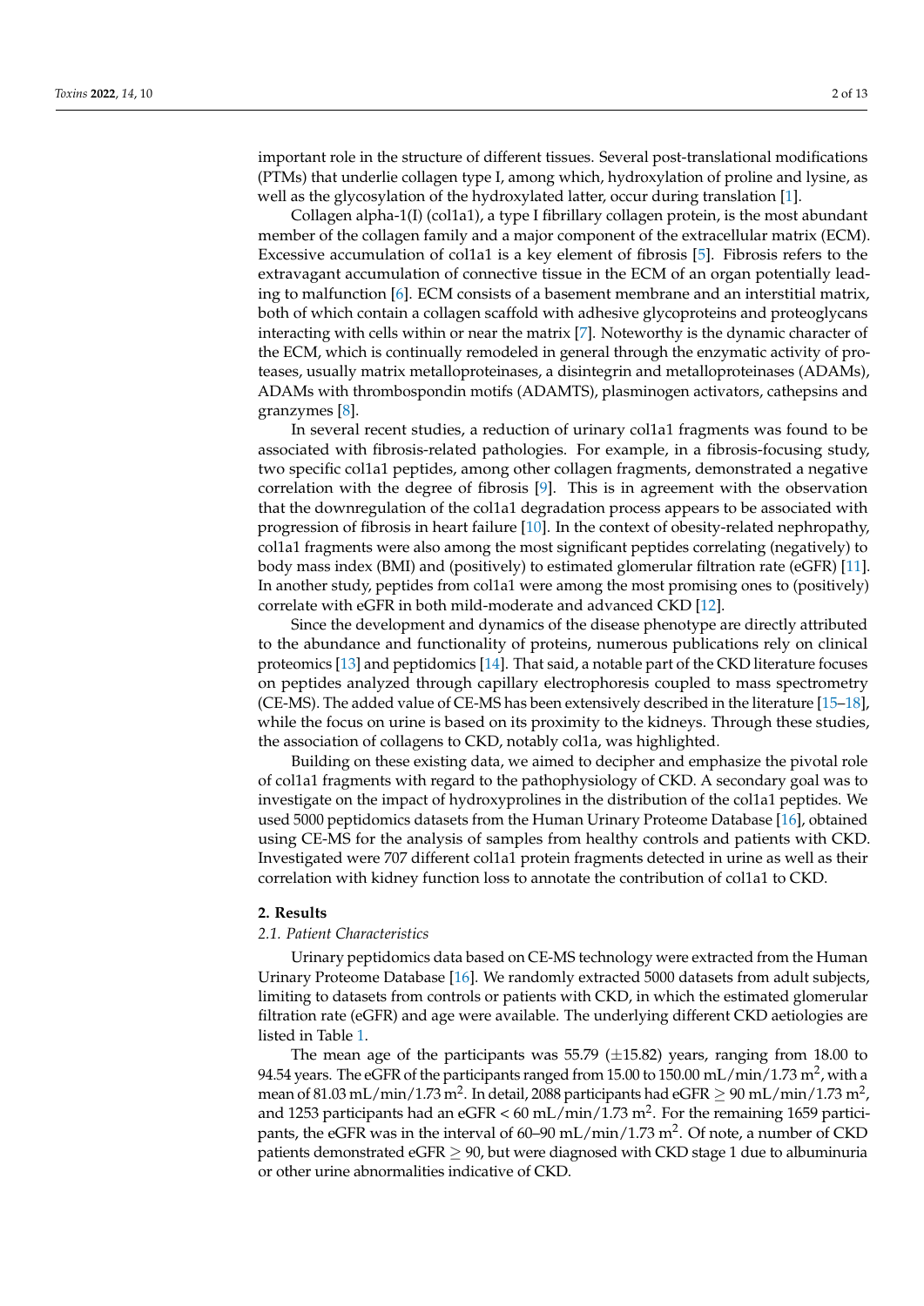important role in the structure of different tissues. Several post-translational modifications (PTMs) that underlie collagen type I, among which, hydroxylation of proline and lysine, as well as the glycosylation of the hydroxylated latter, occur during translation [1].

Collagen alpha-1(I) (col1a1), a type I fibrillary collagen protein, is the most abundant member of the collagen family and a major component of the extracellular matrix (ECM). Excessive accumulation of col1a1 is a key element of fibrosis [5]. Fibrosis refers to the extravagant accumulation of connective tissue in the ECM of an organ potentially leading to malfunction [6]. ECM consists of a basement membrane and an interstitial matrix, both of which contain a collagen scaffold with adhesive glycoproteins and proteoglycans interacting with cells within or near the matrix [7]. Noteworthy is the dynamic character of the ECM, which is continually remodeled in general through the enzymatic activity of proteases, usually matrix metalloproteinases, a disintegrin and metalloproteinases (ADAMs), ADAMs with thrombospondin motifs (ADAMTS), plasminogen activators, cathepsins and granzymes [8].

In several recent studies, a reduction of urinary col1a1 fragments was found to be associated with fibrosis-related pathologies. For example, in a fibrosis-focusing study, two specific col1a1 peptides, among other collagen fragments, demonstrated a negative correlation with the degree of fibrosis [9]. This is in agreement with the observation that the downregulation of the col1a1 degradation process appears to be associated with progression of fibrosis in heart failure [10]. In the context of obesity-related nephropathy, col1a1 fragments were also among the most significant peptides correlating (negatively) to body mass index (BMI) and (positively) to estimated glomerular filtration rate (eGFR) [11]. In another study, peptides from col1a1 were among the most promising ones to (positively) correlate with eGFR in both mild-moderate and advanced CKD [12].

Since the development and dynamics of the disease phenotype are directly attributed to the abundance and functionality of proteins, numerous publications rely on clinical proteomics [13] and peptidomics [14]. That said, a notable part of the CKD literature focuses on peptides analyzed through capillary electrophoresis coupled to mass spectrometry (CE-MS). The added value of CE-MS has been extensively described in the literature [15–18], while the focus on urine is based on its proximity to the kidneys. Through these studies, the association of collagens to CKD, notably col1a, was highlighted.

Building on these existing data, we aimed to decipher and emphasize the pivotal role of col1a1 fragments with regard to the pathophysiology of CKD. A secondary goal was to investigate on the impact of hydroxyprolines in the distribution of the col1a1 peptides. We used 5000 peptidomics datasets from the Human Urinary Proteome Database [16], obtained using CE-MS for the analysis of samples from healthy controls and patients with CKD. Investigated were 707 different col1a1 protein fragments detected in urine as well as their correlation with kidney function loss to annotate the contribution of col1a1 to CKD.

## 2. Results

### 2.1. Patient Characteristics

Urinary peptidomics data based on CE-MS technology were extracted from the Human Urinary Proteome Database [16]. We randomly extracted 5000 datasets from adult subjects, limiting to datasets from controls or patients with CKD, in which the estimated glomerular filtration rate (eGFR) and age were available. The underlying different CKD aetiologies are listed in Table 1.

The mean age of the participants was 55.79 ($\pm$15.82) years, ranging from 18.00 to 94.54 years. The eGFR of the participants ranged from 15.00 to 150.00 mL/min/1.73 $m^2$, with a mean of 81.03 mL/min/1.73 $m^2$. In detail, 2088 participants had eGFR $\geq$ 90 mL/min/1.73 $m^2$, and 1253 participants had an eGFR < 60 mL/min/1.73 $m^2$. For the remaining 1659 participants, the eGFR was in the interval of 60–90 mL/min/1.73 $m^2$. Of note, a number of CKD patients demonstrated eGFR $\geq$ 90, but were diagnosed with CKD stage 1 due to albuminuria or other urine abnormalities indicative of CKD.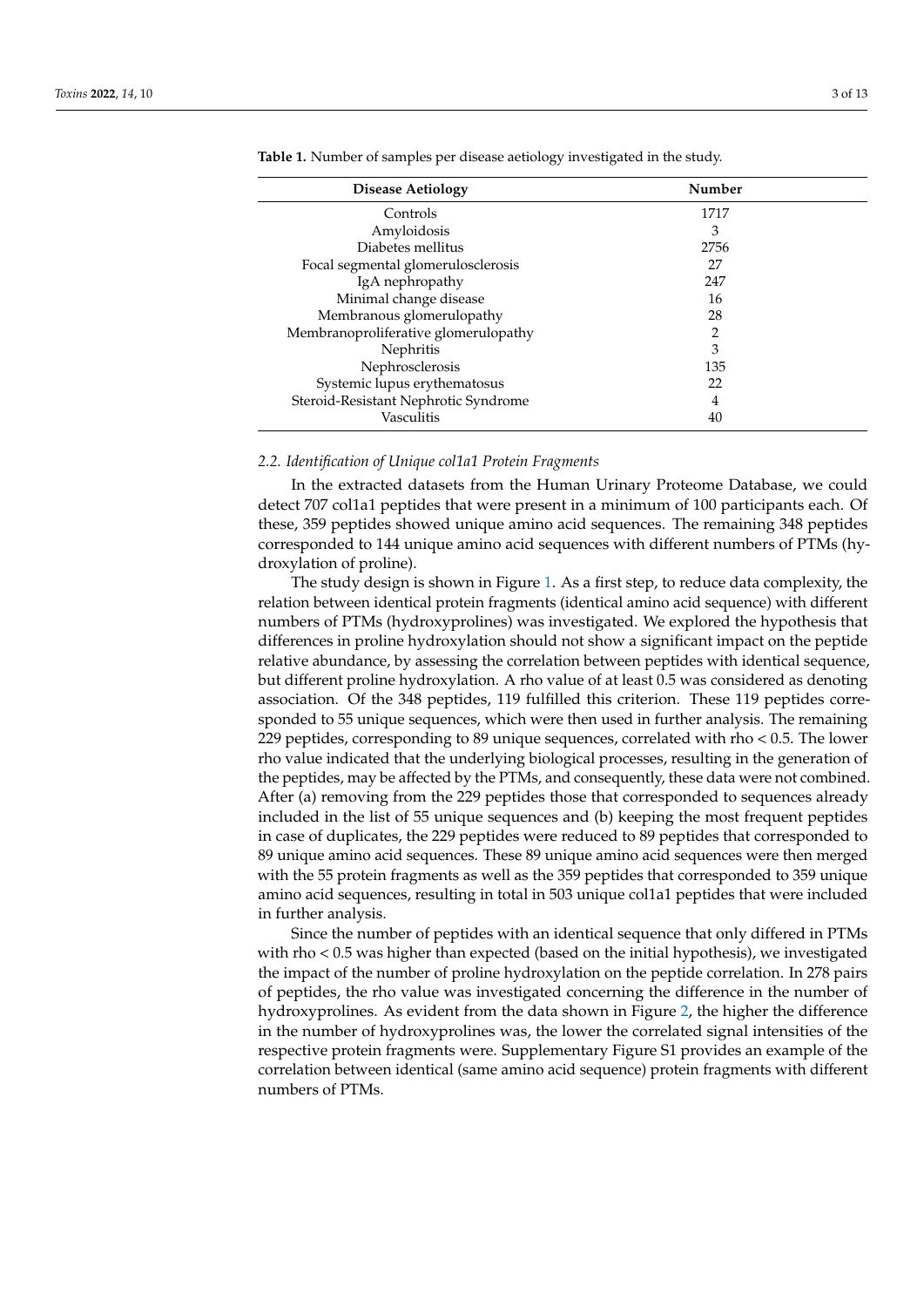**Table 1.** Number of samples per disease aetiology investigated in the study.

| Disease Aetiology | Number |
|---|---|
| Controls | 1717 |
| Amyloidosis | 3 |
| Diabetes mellitus | 2756 |
| Focal segmental glomerulosclerosis | 27 |
| IgA nephropathy | 247 |
| Minimal change disease | 16 |
| Membranous glomerulopathy | 28 |
| Membranoproliferative glomerulopathy | 2 |
| Nephritis | 3 |
| Nephrosclerosis | 135 |
| Systemic lupus erythematosus | 22 |
| Steroid-Resistant Nephrotic Syndrome | 4 |
| Vasculitis | 40 |

### *2.2. Identification of Unique col1a1 Protein Fragments*

In the extracted datasets from the Human Urinary Proteome Database, we could detect 707 col1a1 peptides that were present in a minimum of 100 participants each. Of these, 359 peptides showed unique amino acid sequences. The remaining 348 peptides corresponded to 144 unique amino acid sequences with different numbers of PTMs (hydroxylation of proline).

The study design is shown in Figure 1. As a first step, to reduce data complexity, the relation between identical protein fragments (identical amino acid sequence) with different numbers of PTMs (hydroxyprolines) was investigated. We explored the hypothesis that differences in proline hydroxylation should not show a significant impact on the peptide relative abundance, by assessing the correlation between peptides with identical sequence, but different proline hydroxylation. A rho value of at least 0.5 was considered as denoting association. Of the 348 peptides, 119 fulfilled this criterion. These 119 peptides corresponded to 55 unique sequences, which were then used in further analysis. The remaining 229 peptides, corresponding to 89 unique sequences, correlated with rho $< 0.5$. The lower rho value indicated that the underlying biological processes, resulting in the generation of the peptides, may be affected by the PTMs, and consequently, these data were not combined. After (a) removing from the 229 peptides those that corresponded to sequences already included in the list of 55 unique sequences and (b) keeping the most frequent peptides in case of duplicates, the 229 peptides were reduced to 89 peptides that corresponded to 89 unique amino acid sequences. These 89 unique amino acid sequences were then merged with the 55 protein fragments as well as the 359 peptides that corresponded to 359 unique amino acid sequences, resulting in total in 503 unique col1a1 peptides that were included in further analysis.

Since the number of peptides with an identical sequence that only differed in PTMs with rho $< 0.5$ was higher than expected (based on the initial hypothesis), we investigated the impact of the number of proline hydroxylation on the peptide correlation. In 278 pairs of peptides, the rho value was investigated concerning the difference in the number of hydroxyprolines. As evident from the data shown in Figure 2, the higher the difference in the number of hydroxyprolines was, the lower the correlated signal intensities of the respective protein fragments were. Supplementary Figure S1 provides an example of the correlation between identical (same amino acid sequence) protein fragments with different numbers of PTMs.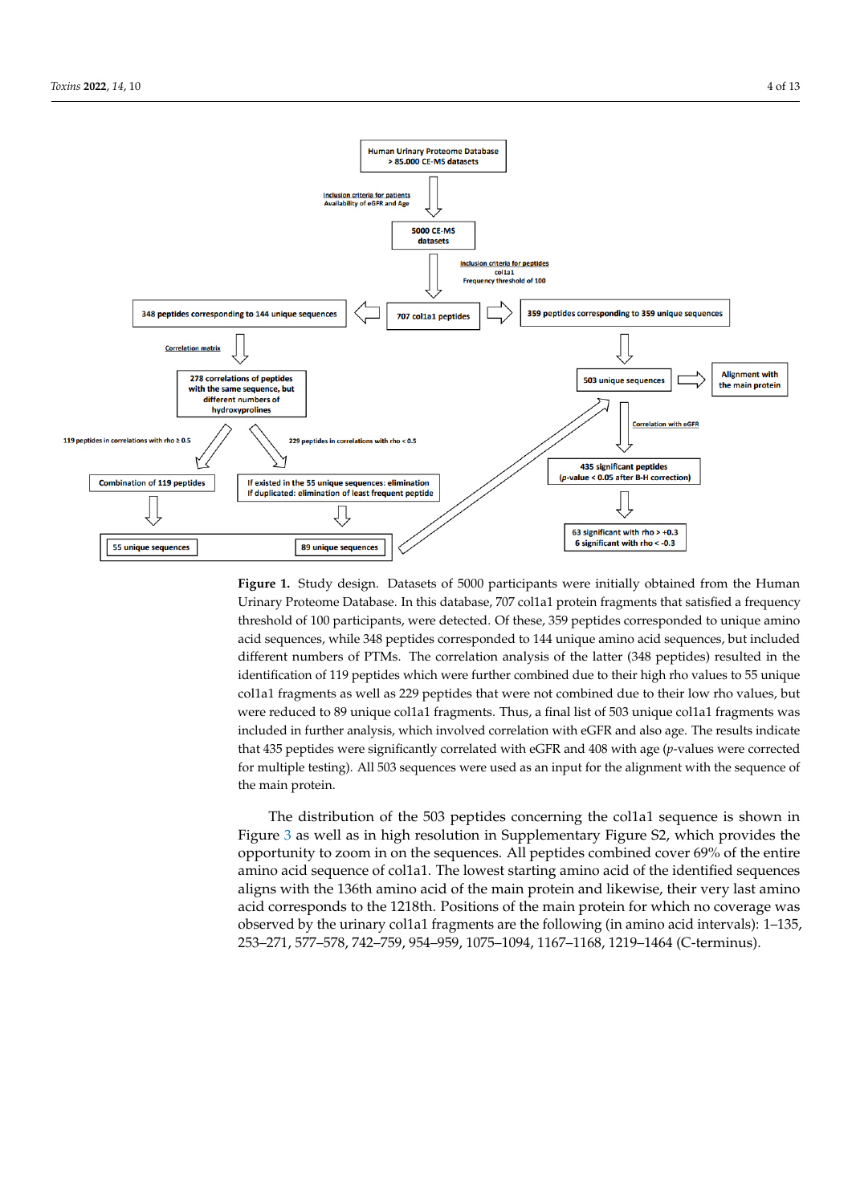**Figure 1.** Study design. Datasets of 5000 participants were initially obtained from the Human Urinary Proteome Database. In this database, 707 col1a1 protein fragments that satisfied a frequency threshold of 100 participants, were detected. Of these, 359 peptides corresponded to unique amino acid sequences, while 348 peptides corresponded to 144 unique amino acid sequences, but included different numbers of PTMs. The correlation analysis of the latter (348 peptides) resulted in the identification of 119 peptides which were further combined due to their high rho values to 55 unique col1a1 fragments as well as 229 peptides that were not combined due to their low rho values, but were reduced to 89 unique col1a1 fragments. Thus, a final list of 503 unique col1a1 fragments was included in further analysis, which involved correlation with eGFR and also age. The results indicate that 435 peptides were significantly correlated with eGFR and 408 with age ($p$-values were corrected for multiple testing). All 503 sequences were used as an input for the alignment with the sequence of the main protein.

The distribution of the 503 peptides concerning the col1a1 sequence is shown in Figure 3 as well as in high resolution in Supplementary Figure S2, which provides the opportunity to zoom in on the sequences. All peptides combined cover 69% of the entire amino acid sequence of col1a1. The lowest starting amino acid of the identified sequences aligns with the 136th amino acid of the main protein and likewise, their very last amino acid corresponds to the 1218th. Positions of the main protein for which no coverage was observed by the urinary col1a1 fragments are the following (in amino acid intervals): 1–135, 253–271, 577–578, 742–759, 954–959, 1075–1094, 1167–1168, 1219–1464 (C-terminus).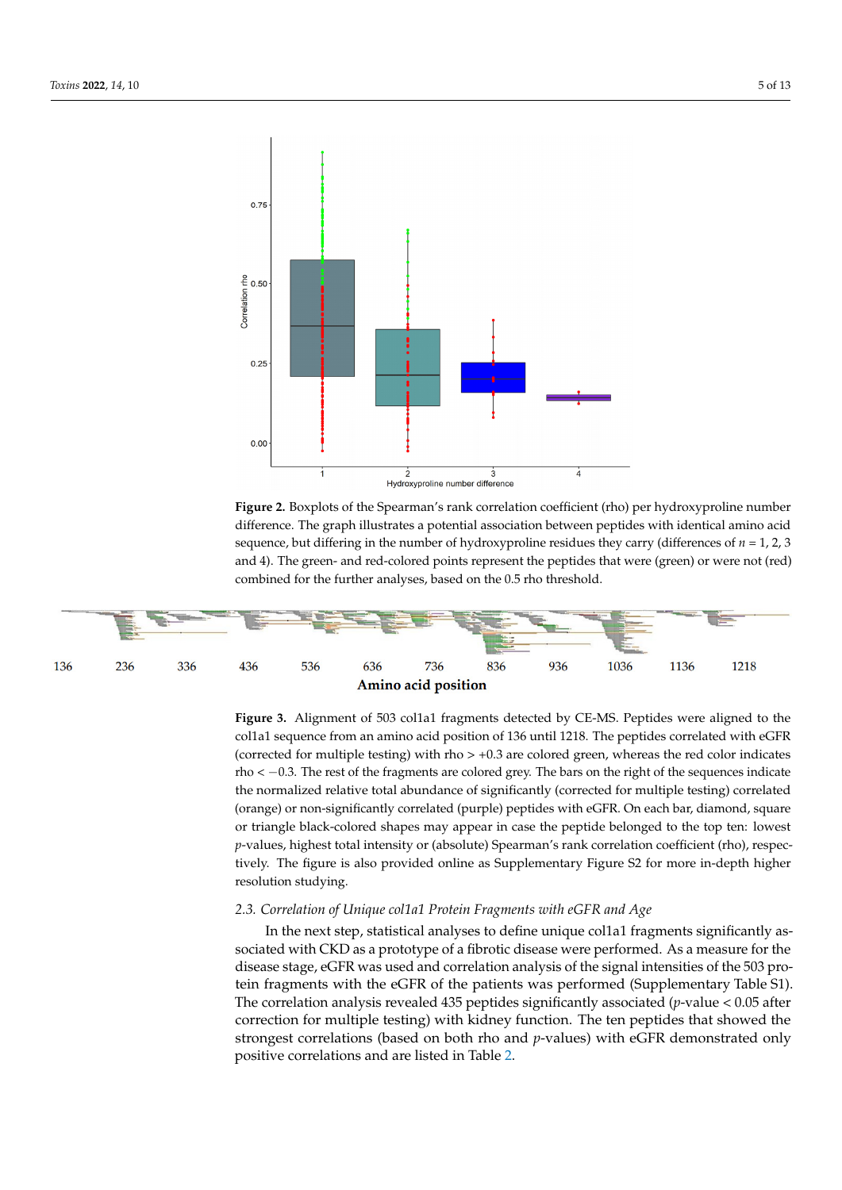**Figure 2.** Boxplots of the Spearman's rank correlation coefficient (rho) per hydroxyproline number difference. The graph illustrates a potential association between peptides with identical amino acid sequence, but differing in the number of hydroxyproline residues they carry (differences of $n$ = 1, 2, 3 and 4). The green- and red-colored points represent the peptides that were (green) or were not (red) combined for the further analyses, based on the 0.5 rho threshold.

**Figure 3.** Alignment of 503 col1a1 fragments detected by CE-MS. Peptides were aligned to the col1a1 sequence from an amino acid position of 136 until 1218. The peptides correlated with eGFR (corrected for multiple testing) with rho > +0.3 are colored green, whereas the red color indicates rho < −0.3. The rest of the fragments are colored grey. The bars on the right of the sequences indicate the normalized relative total abundance of significantly (corrected for multiple testing) correlated (orange) or non-significantly correlated (purple) peptides with eGFR. On each bar, diamond, square or triangle black-colored shapes may appear in case the peptide belonged to the top ten: lowest $p$-values, highest total intensity or (absolute) Spearman's rank correlation coefficient (rho), respectively. The figure is also provided online as Supplementary Figure S2 for more in-depth higher resolution studying.

### 2.3. Correlation of Unique col1a1 Protein Fragments with eGFR and Age

In the next step, statistical analyses to define unique col1a1 fragments significantly associated with CKD as a prototype of a fibrotic disease were performed. As a measure for the disease stage, eGFR was used and correlation analysis of the signal intensities of the 503 protein fragments with the eGFR of the patients was performed (Supplementary Table S1). The correlation analysis revealed 435 peptides significantly associated ($p$-value < 0.05 after correction for multiple testing) with kidney function. The ten peptides that showed the strongest correlations (based on both rho and $p$-values) with eGFR demonstrated only positive correlations and are listed in Table 2.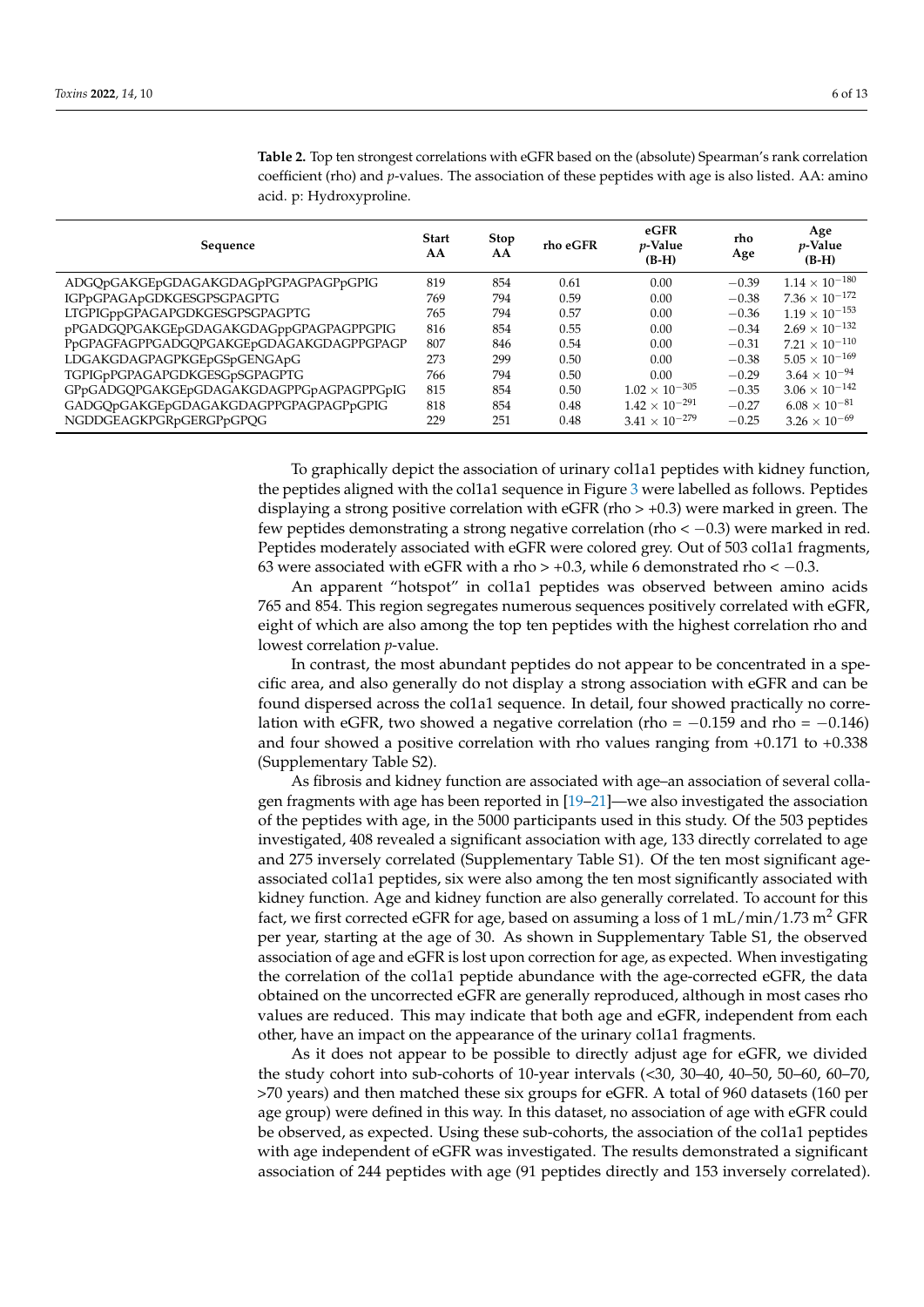**Table 2.** Top ten strongest correlations with eGFR based on the (absolute) Spearman's rank correlation coefficient (rho) and *p*-values. The association of these peptides with age is also listed. AA: amino acid. p: Hydroxyproline.

| Sequence | Start AA | Stop AA | rho eGFR | eGFR *p*-Value (B-H) | rho Age | Age *p*-Value (B-H) |
|---|---|---|---|---|---|---|
| ADGQpGAKGEpGDAGAKGDAGpPGPAGPAGPpGPIG | 819 | 854 | 0.61 | 0.00 | −0.39 | $1.14 \times 10^{-180}$ |
| IGPpGPAGApGDKGESGPSGPAGPTG | 769 | 794 | 0.59 | 0.00 | −0.38 | $7.36 \times 10^{-172}$ |
| LTGPIGppGPAGAPGDKGESGPSGPAGPTG | 765 | 794 | 0.57 | 0.00 | −0.36 | $1.19 \times 10^{-153}$ |
| pPGADGQPGAKGEpGDAGAKGDAGppGPAGPAGPPGPIG | 816 | 854 | 0.55 | 0.00 | −0.34 | $2.69 \times 10^{-132}$ |
| PpGPAGFAGPPGADGQPGAKGEpGDAGAKGDAGPPGPAGP | 807 | 846 | 0.54 | 0.00 | −0.31 | $7.21 \times 10^{-110}$ |
| LDGAKGDAGPAGPKGEpGSpGENGApG | 273 | 299 | 0.50 | 0.00 | −0.38 | $5.05 \times 10^{-169}$ |
| TGPIGpPGPAGAPGDKGESGpSGPAGPTG | 766 | 794 | 0.50 | 0.00 | −0.29 | $3.64 \times 10^{-94}$ |
| GPpGADGQPGAKGEpGDAGAKGDAGPPGpAGPAGPPGpIG | 815 | 854 | 0.50 | $1.02 \times 10^{-305}$ | −0.35 | $3.06 \times 10^{-142}$ |
| GADGQpGAKGEpGDAGAKGDAGPPGPAGPAGPpGPIG | 818 | 854 | 0.48 | $1.42 \times 10^{-291}$ | −0.27 | $6.08 \times 10^{-81}$ |
| NGDDGEAGKPGRpGERGPpGPQG | 229 | 251 | 0.48 | $3.41 \times 10^{-279}$ | −0.25 | $3.26 \times 10^{-69}$ |

To graphically depict the association of urinary col1a1 peptides with kidney function, the peptides aligned with the col1a1 sequence in Figure 3 were labelled as follows. Peptides displaying a strong positive correlation with eGFR (rho > +0.3) were marked in green. The few peptides demonstrating a strong negative correlation (rho < −0.3) were marked in red. Peptides moderately associated with eGFR were colored grey. Out of 503 col1a1 fragments, 63 were associated with eGFR with a rho > +0.3, while 6 demonstrated rho < −0.3.

An apparent "hotspot" in col1a1 peptides was observed between amino acids 765 and 854. This region segregates numerous sequences positively correlated with eGFR, eight of which are also among the top ten peptides with the highest correlation rho and lowest correlation *p*-value.

In contrast, the most abundant peptides do not appear to be concentrated in a specific area, and also generally do not display a strong association with eGFR and can be found dispersed across the col1a1 sequence. In detail, four showed practically no correlation with eGFR, two showed a negative correlation (rho = −0.159 and rho = −0.146) and four showed a positive correlation with rho values ranging from +0.171 to +0.338 (Supplementary Table S2).

As fibrosis and kidney function are associated with age–an association of several collagen fragments with age has been reported in [19–21]—we also investigated the association of the peptides with age, in the 5000 participants used in this study. Of the 503 peptides investigated, 408 revealed a significant association with age, 133 directly correlated to age and 275 inversely correlated (Supplementary Table S1). Of the ten most significant age-associated col1a1 peptides, six were also among the ten most significantly associated with kidney function. Age and kidney function are also generally correlated. To account for this fact, we first corrected eGFR for age, based on assuming a loss of 1 mL/min/1.73 $m^2$ GFR per year, starting at the age of 30. As shown in Supplementary Table S1, the observed association of age and eGFR is lost upon correction for age, as expected. When investigating the correlation of the col1a1 peptide abundance with the age-corrected eGFR, the data obtained on the uncorrected eGFR are generally reproduced, although in most cases rho values are reduced. This may indicate that both age and eGFR, independent from each other, have an impact on the appearance of the urinary col1a1 fragments.

As it does not appear to be possible to directly adjust age for eGFR, we divided the study cohort into sub-cohorts of 10-year intervals (<30, 30–40, 40–50, 50–60, 60–70, >70 years) and then matched these six groups for eGFR. A total of 960 datasets (160 per age group) were defined in this way. In this dataset, no association of age with eGFR could be observed, as expected. Using these sub-cohorts, the association of the col1a1 peptides with age independent of eGFR was investigated. The results demonstrated a significant association of 244 peptides with age (91 peptides directly and 153 inversely correlated).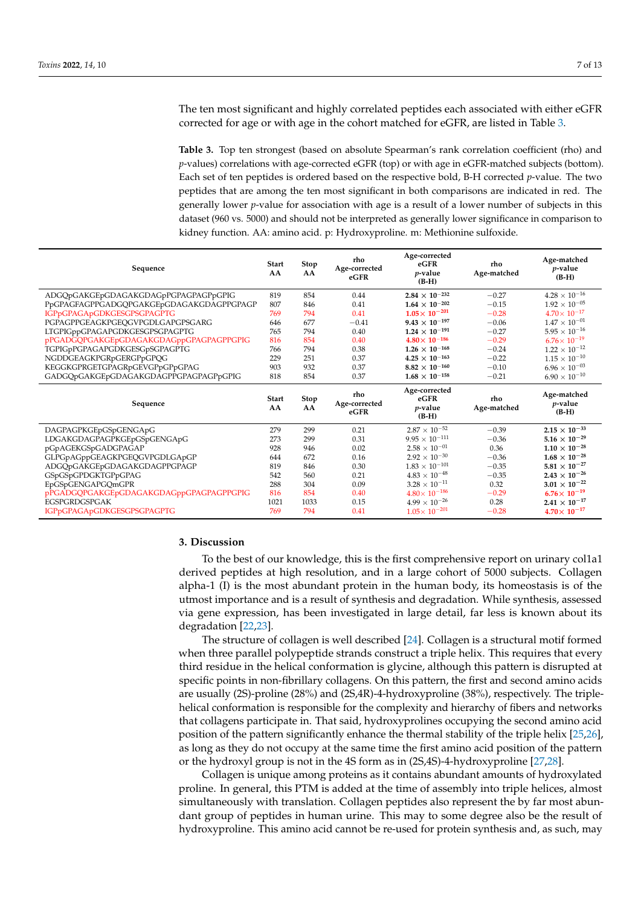The ten most significant and highly correlated peptides each associated with either eGFR corrected for age or with age in the cohort matched for eGFR, are listed in Table 3.

**Table 3.** Top ten strongest (based on absolute Spearman's rank correlation coefficient (rho) and *p*-values) correlations with age-corrected eGFR (top) or with age in eGFR-matched subjects (bottom). Each set of ten peptides is ordered based on the respective bold, B-H corrected *p*-value. The two peptides that are among the ten most significant in both comparisons are indicated in red. The generally lower *p*-value for association with age is a result of a lower number of subjects in this dataset (960 vs. 5000) and should not be interpreted as generally lower significance in comparison to kidney function. AA: amino acid. p: Hydroxyproline. m: Methionine sulfoxide.

| Sequence | Start AA | Stop AA | rho Age-corrected eGFR | Age-corrected eGFR *p*-value (B-H) | rho Age-matched | Age-matched *p*-value (B-H) |
|---|---|---|---|---|---|---|
| ADGQpGAKGEpGDAGAKGDAGpPGPAGPAGPpGPIG | 819 | 854 | 0.44 | **$2.84 \times 10^{-232}$** | −0.27 | $4.28 \times 10^{-16}$ |
| PpGPAGFAGPPGADGQPGAKGEpGDAGAKGDAGPPGPAGP | 807 | 846 | 0.41 | **$1.64 \times 10^{-202}$** | −0.15 | $1.92 \times 10^{-05}$ |
| IGPpGPAGApGDKGESGPSGPAGPTG | 769 | 794 | 0.41 | **$1.05 \times 10^{-201}$** | −0.28 | $4.70 \times 10^{-17}$ |
| PGPAGPPGEAGKPGEQGVPGDLGAPGPSGARG | 646 | 677 | −0.41 | **$9.43 \times 10^{-197}$** | −0.06 | $1.47 \times 10^{-01}$ |
| LTGPIGppGPAGAPGDKGESGPSGPAGPTG | 765 | 794 | 0.40 | **$1.24 \times 10^{-191}$** | −0.27 | $5.95 \times 10^{-16}$ |
| pPGADGQPGAKGEpGDAGAKGDAGppGPAGPAGPPGPIG | 816 | 854 | 0.40 | **$4.80 \times 10^{-186}$** | −0.29 | $6.76 \times 10^{-19}$ |
| TGPIGpPGPAGAPGDKGESGpSGPAGPTG | 766 | 794 | 0.38 | **$1.26 \times 10^{-168}$** | −0.24 | $1.22 \times 10^{-12}$ |
| NGDDGEAGKPGRpGERGPpGPQG | 229 | 251 | 0.37 | **$4.25 \times 10^{-163}$** | −0.22 | $1.15 \times 10^{-10}$ |
| KEGGKGPRGETGPAGRpGEVGPpGPpGPAG | 903 | 932 | 0.37 | **$8.82 \times 10^{-160}$** | −0.10 | $6.96 \times 10^{-03}$ |
| GADGQpGAKGEpGDAGAKGDAGPPGPAGPAGPpGPIG | 818 | 854 | 0.37 | **$1.68 \times 10^{-158}$** | −0.21 | $6.90 \times 10^{-10}$ |
| **Sequence** | **Start AA** | **Stop AA** | **rho Age-corrected eGFR** | **Age-corrected eGFR *p*-value (B-H)** | **rho Age-matched** | **Age-matched *p*-value (B-H)** |
| DAGPAGPKGEpGSpGENGApG | 279 | 299 | 0.21 | $2.87 \times 10^{-52}$ | −0.39 | **$2.15 \times 10^{-33}$** |
| LDGAKGDAGPAGPKGEpGSpGENGApG | 273 | 299 | 0.31 | $9.95 \times 10^{-111}$ | −0.36 | **$5.16 \times 10^{-29}$** |
| pGpAGEKGSpGADGPAGAP | 928 | 946 | 0.02 | $2.58 \times 10^{-01}$ | 0.36 | **$1.10 \times 10^{-28}$** |
| GLPGpAGppGEAGKPGEQGVPGDLGApGP | 644 | 672 | 0.16 | $2.92 \times 10^{-30}$ | −0.36 | **$1.68 \times 10^{-28}$** |
| ADGQpGAKGEpGDAGAKGDAGPPGPAGP | 819 | 846 | 0.30 | $1.83 \times 10^{-101}$ | −0.35 | **$5.81 \times 10^{-27}$** |
| GSpGSpGPDGKTGPpGPAG | 542 | 560 | 0.21 | $4.83 \times 10^{-48}$ | −0.35 | **$2.43 \times 10^{-26}$** |
| EpGSpGENGAPGQmGPR | 288 | 304 | 0.09 | $3.28 \times 10^{-11}$ | 0.32 | **$3.01 \times 10^{-22}$** |
| pPGADGQPGAKGEpGDAGAKGDAGppGPAGPAGPPGPIG | 816 | 854 | 0.40 | $4.80 \times 10^{-186}$ | −0.29 | **$6.76 \times 10^{-19}$** |
| EGSPGRDGSPGAK | 1021 | 1033 | 0.15 | $4.99 \times 10^{-26}$ | 0.28 | **$2.41 \times 10^{-17}$** |
| IGPpGPAGApGDKGESGPSGPAGPTG | 769 | 794 | 0.41 | $1.05 \times 10^{-201}$ | −0.28 | **$4.70 \times 10^{-17}$** |

## 3. Discussion

To the best of our knowledge, this is the first comprehensive report on urinary col1a1 derived peptides at high resolution, and in a large cohort of 5000 subjects. Collagen alpha-1 (I) is the most abundant protein in the human body, its homeostasis is of the utmost importance and is a result of synthesis and degradation. While synthesis, assessed via gene expression, has been investigated in large detail, far less is known about its degradation [22,23].

The structure of collagen is well described [24]. Collagen is a structural motif formed when three parallel polypeptide strands construct a triple helix. This requires that every third residue in the helical conformation is glycine, although this pattern is disrupted at specific points in non-fibrillary collagens. On this pattern, the first and second amino acids are usually (2S)-proline (28%) and (2S,4R)-4-hydroxyproline (38%), respectively. The triple-helical conformation is responsible for the complexity and hierarchy of fibers and networks that collagens participate in. That said, hydroxyprolines occupying the second amino acid position of the pattern significantly enhance the thermal stability of the triple helix [25,26], as long as they do not occupy at the same time the first amino acid position of the pattern or the hydroxyl group is not in the 4S form as in (2S,4S)-4-hydroxyproline [27,28].

Collagen is unique among proteins as it contains abundant amounts of hydroxylated proline. In general, this PTM is added at the time of assembly into triple helices, almost simultaneously with translation. Collagen peptides also represent the by far most abundant group of peptides in human urine. This may to some degree also be the result of hydroxyproline. This amino acid cannot be re-used for protein synthesis and, as such, may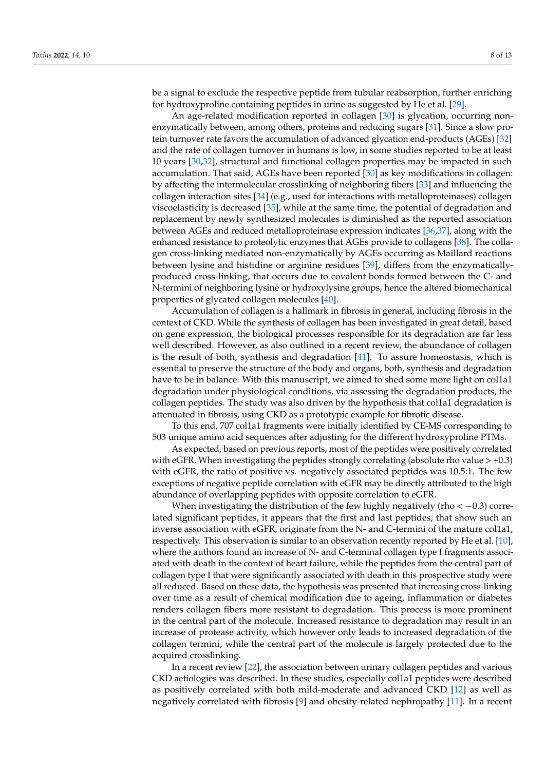be a signal to exclude the respective peptide from tubular reabsorption, further enriching for hydroxyproline containing peptides in urine as suggested by He et al. [29].

An age-related modification reported in collagen [30] is glycation, occurring non-enzymatically between, among others, proteins and reducing sugars [31]. Since a slow protein turnover rate favors the accumulation of advanced glycation end-products (AGEs) [32] and the rate of collagen turnover in humans is low, in some studies reported to be at least 10 years [30,32], structural and functional collagen properties may be impacted in such accumulation. That said, AGEs have been reported [30] as key modifications in collagen: by affecting the intermolecular crosslinking of neighboring fibers [33] and influencing the collagen interaction sites [34] (e.g., used for interactions with metalloproteinases) collagen viscoelasticity is decreased [35], while at the same time, the potential of degradation and replacement by newly synthesized molecules is diminished as the reported association between AGEs and reduced metalloproteinase expression indicates [36,37], along with the enhanced resistance to proteolytic enzymes that AGEs provide to collagens [38]. The collagen cross-linking mediated non-enzymatically by AGEs occurring as Maillard reactions between lysine and histidine or arginine residues [39], differs from the enzymatically-produced cross-linking, that occurs due to covalent bonds formed between the C- and N-termini of neighboring lysine or hydroxylysine groups, hence the altered biomechanical properties of glycated collagen molecules [40].

Accumulation of collagen is a hallmark in fibrosis in general, including fibrosis in the context of CKD. While the synthesis of collagen has been investigated in great detail, based on gene expression, the biological processes responsible for its degradation are far less well described. However, as also outlined in a recent review, the abundance of collagen is the result of both, synthesis and degradation [41]. To assure homeostasis, which is essential to preserve the structure of the body and organs, both, synthesis and degradation have to be in balance. With this manuscript, we aimed to shed some more light on col1a1 degradation under physiological conditions, via assessing the degradation products, the collagen peptides. The study was also driven by the hypothesis that col1a1 degradation is attenuated in fibrosis, using CKD as a prototypic example for fibrotic disease.

To this end, 707 col1a1 fragments were initially identified by CE-MS corresponding to 503 unique amino acid sequences after adjusting for the different hydroxyproline PTMs.

As expected, based on previous reports, most of the peptides were positively correlated with eGFR. When investigating the peptides strongly correlating (absolute rho value > +0.3) with eGFR, the ratio of positive vs. negatively associated peptides was 10.5:1. The few exceptions of negative peptide correlation with eGFR may be directly attributed to the high abundance of overlapping peptides with opposite correlation to eGFR.

When investigating the distribution of the few highly negatively (rho < −0.3) correlated significant peptides, it appears that the first and last peptides, that show such an inverse association with eGFR, originate from the N- and C-termini of the mature col1a1, respectively. This observation is similar to an observation recently reported by He et al. [10], where the authors found an increase of N- and C-terminal collagen type I fragments associated with death in the context of heart failure, while the peptides from the central part of collagen type I that were significantly associated with death in this prospective study were all reduced. Based on these data, the hypothesis was presented that increasing cross-linking over time as a result of chemical modification due to ageing, inflammation or diabetes renders collagen fibers more resistant to degradation. This process is more prominent in the central part of the molecule. Increased resistance to degradation may result in an increase of protease activity, which however only leads to increased degradation of the collagen termini, while the central part of the molecule is largely protected due to the acquired crosslinking.

In a recent review [22], the association between urinary collagen peptides and various CKD aetiologies was described. In these studies, especially col1a1 peptides were described as positively correlated with both mild-moderate and advanced CKD [12] as well as negatively correlated with fibrosis [9] and obesity-related nephropathy [11]. In a recent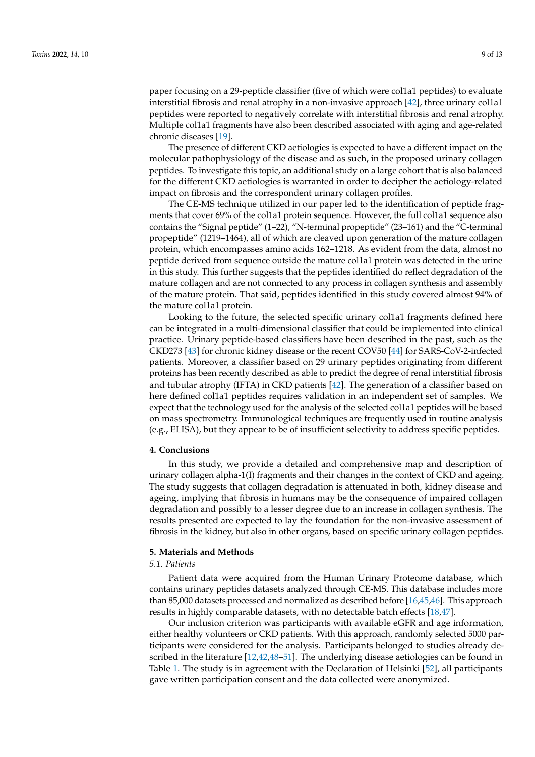paper focusing on a 29-peptide classifier (five of which were col1a1 peptides) to evaluate interstitial fibrosis and renal atrophy in a non-invasive approach [42], three urinary col1a1 peptides were reported to negatively correlate with interstitial fibrosis and renal atrophy. Multiple col1a1 fragments have also been described associated with aging and age-related chronic diseases [19].

The presence of different CKD aetiologies is expected to have a different impact on the molecular pathophysiology of the disease and as such, in the proposed urinary collagen peptides. To investigate this topic, an additional study on a large cohort that is also balanced for the different CKD aetiologies is warranted in order to decipher the aetiology-related impact on fibrosis and the correspondent urinary collagen profiles.

The CE-MS technique utilized in our paper led to the identification of peptide fragments that cover 69% of the col1a1 protein sequence. However, the full col1a1 sequence also contains the "Signal peptide" (1–22), "N-terminal propeptide" (23–161) and the "C-terminal propeptide" (1219–1464), all of which are cleaved upon generation of the mature collagen protein, which encompasses amino acids 162–1218. As evident from the data, almost no peptide derived from sequence outside the mature col1a1 protein was detected in the urine in this study. This further suggests that the peptides identified do reflect degradation of the mature collagen and are not connected to any process in collagen synthesis and assembly of the mature protein. That said, peptides identified in this study covered almost 94% of the mature col1a1 protein.

Looking to the future, the selected specific urinary col1a1 fragments defined here can be integrated in a multi-dimensional classifier that could be implemented into clinical practice. Urinary peptide-based classifiers have been described in the past, such as the CKD273 [43] for chronic kidney disease or the recent COV50 [44] for SARS-CoV-2-infected patients. Moreover, a classifier based on 29 urinary peptides originating from different proteins has been recently described as able to predict the degree of renal interstitial fibrosis and tubular atrophy (IFTA) in CKD patients [42]. The generation of a classifier based on here defined col1a1 peptides requires validation in an independent set of samples. We expect that the technology used for the analysis of the selected col1a1 peptides will be based on mass spectrometry. Immunological techniques are frequently used in routine analysis (e.g., ELISA), but they appear to be of insufficient selectivity to address specific peptides.

## 4. Conclusions

In this study, we provide a detailed and comprehensive map and description of urinary collagen alpha-1(I) fragments and their changes in the context of CKD and ageing. The study suggests that collagen degradation is attenuated in both, kidney disease and ageing, implying that fibrosis in humans may be the consequence of impaired collagen degradation and possibly to a lesser degree due to an increase in collagen synthesis. The results presented are expected to lay the foundation for the non-invasive assessment of fibrosis in the kidney, but also in other organs, based on specific urinary collagen peptides.

## 5. Materials and Methods

### 5.1. Patients

Patient data were acquired from the Human Urinary Proteome database, which contains urinary peptides datasets analyzed through CE-MS. This database includes more than 85,000 datasets processed and normalized as described before [16,45,46]. This approach results in highly comparable datasets, with no detectable batch effects [18,47].

Our inclusion criterion was participants with available eGFR and age information, either healthy volunteers or CKD patients. With this approach, randomly selected 5000 participants were considered for the analysis. Participants belonged to studies already described in the literature [12,42,48–51]. The underlying disease aetiologies can be found in Table 1. The study is in agreement with the Declaration of Helsinki [52], all participants gave written participation consent and the data collected were anonymized.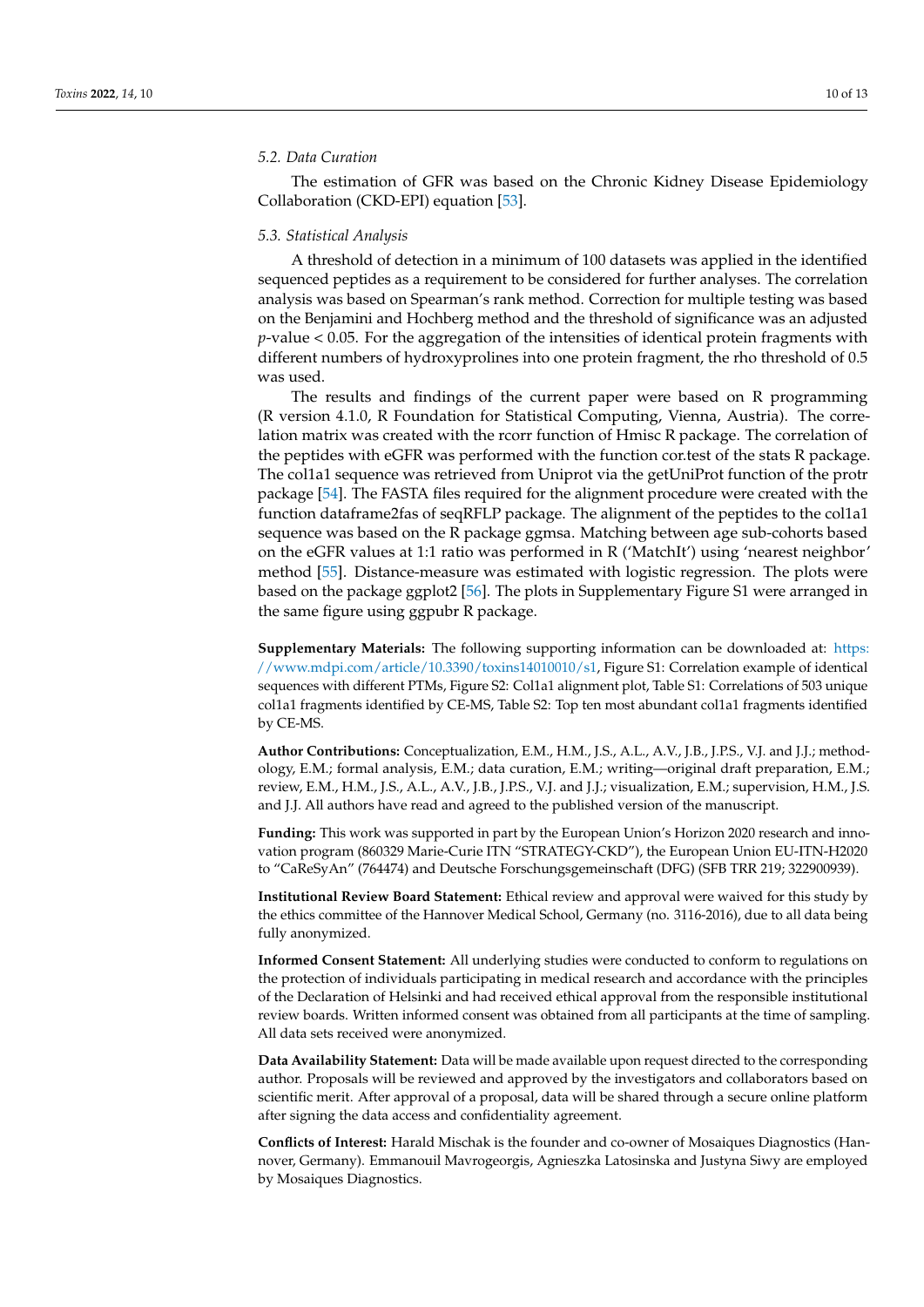### 5.2. Data Curation

The estimation of GFR was based on the Chronic Kidney Disease Epidemiology Collaboration (CKD-EPI) equation [53].

### 5.3. Statistical Analysis

A threshold of detection in a minimum of 100 datasets was applied in the identified sequenced peptides as a requirement to be considered for further analyses. The correlation analysis was based on Spearman's rank method. Correction for multiple testing was based on the Benjamini and Hochberg method and the threshold of significance was an adjusted $p$-value $< 0.05$. For the aggregation of the intensities of identical protein fragments with different numbers of hydroxyprolines into one protein fragment, the rho threshold of 0.5 was used.

The results and findings of the current paper were based on R programming (R version 4.1.0, R Foundation for Statistical Computing, Vienna, Austria). The correlation matrix was created with the rcorr function of Hmisc R package. The correlation of the peptides with eGFR was performed with the function cor.test of the stats R package. The col1a1 sequence was retrieved from Uniprot via the getUniProt function of the protr package [54]. The FASTA files required for the alignment procedure were created with the function dataframe2fas of seqRFLP package. The alignment of the peptides to the col1a1 sequence was based on the R package ggmsa. Matching between age sub-cohorts based on the eGFR values at 1:1 ratio was performed in R ('MatchIt') using 'nearest neighbor' method [55]. Distance-measure was estimated with logistic regression. The plots were based on the package ggplot2 [56]. The plots in Supplementary Figure S1 were arranged in the same figure using ggpubr R package.

**Supplementary Materials:** The following supporting information can be downloaded at: https://www.mdpi.com/article/10.3390/toxins14010010/s1, Figure S1: Correlation example of identical sequences with different PTMs, Figure S2: Col1a1 alignment plot, Table S1: Correlations of 503 unique col1a1 fragments identified by CE-MS, Table S2: Top ten most abundant col1a1 fragments identified by CE-MS.

**Author Contributions:** Conceptualization, E.M., H.M., J.S., A.L., A.V., J.B., J.P.S., V.J. and J.J.; methodology, E.M.; formal analysis, E.M.; data curation, E.M.; writing—original draft preparation, E.M.; review, E.M., H.M., J.S., A.L., A.V., J.B., J.P.S., V.J. and J.J.; visualization, E.M.; supervision, H.M., J.S. and J.J. All authors have read and agreed to the published version of the manuscript.

**Funding:** This work was supported in part by the European Union's Horizon 2020 research and innovation program (860329 Marie-Curie ITN "STRATEGY-CKD"), the European Union EU-ITN-H2020 to "CaReSyAn" (764474) and Deutsche Forschungsgemeinschaft (DFG) (SFB TRR 219; 322900939).

**Institutional Review Board Statement:** Ethical review and approval were waived for this study by the ethics committee of the Hannover Medical School, Germany (no. 3116-2016), due to all data being fully anonymized.

**Informed Consent Statement:** All underlying studies were conducted to conform to regulations on the protection of individuals participating in medical research and accordance with the principles of the Declaration of Helsinki and had received ethical approval from the responsible institutional review boards. Written informed consent was obtained from all participants at the time of sampling. All data sets received were anonymized.

**Data Availability Statement:** Data will be made available upon request directed to the corresponding author. Proposals will be reviewed and approved by the investigators and collaborators based on scientific merit. After approval of a proposal, data will be shared through a secure online platform after signing the data access and confidentiality agreement.

**Conflicts of Interest:** Harald Mischak is the founder and co-owner of Mosaiques Diagnostics (Hannover, Germany). Emmanouil Mavrogeorgis, Agnieszka Latosinska and Justyna Siwy are employed by Mosaiques Diagnostics.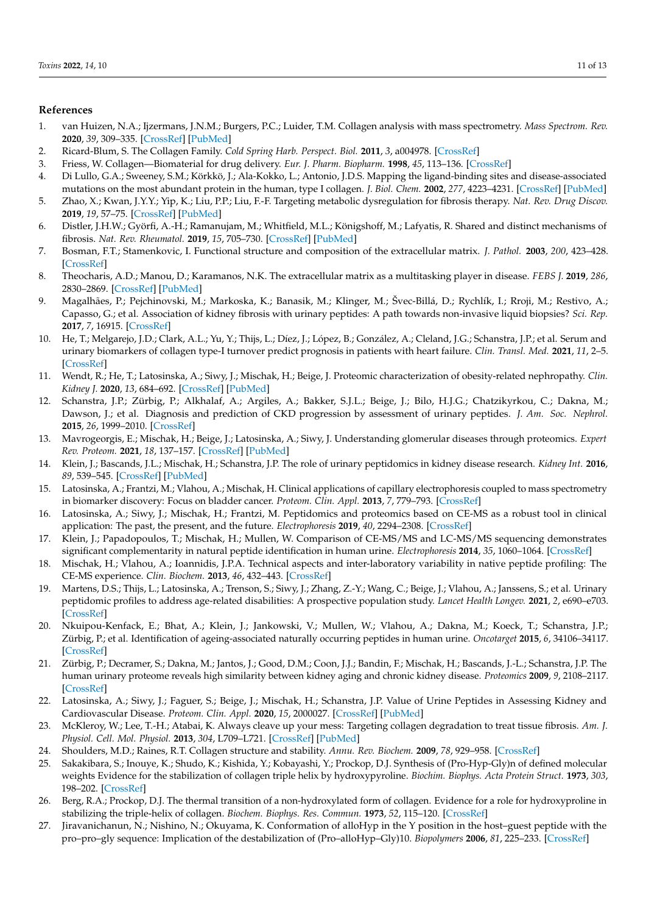## References

1. van Huizen, N.A.; Ijzermans, J.N.M.; Burgers, P.C.; Luider, T.M. Collagen analysis with mass spectrometry. *Mass Spectrom. Rev.* **2020**, *39*, 309–335. [CrossRef] [PubMed]
2. Ricard-Blum, S. The Collagen Family. *Cold Spring Harb. Perspect. Biol.* **2011**, *3*, a004978. [CrossRef]
3. Friess, W. Collagen—Biomaterial for drug delivery. *Eur. J. Pharm. Biopharm.* **1998**, *45*, 113–136. [CrossRef]
4. Di Lullo, G.A.; Sweeney, S.M.; Körkkö, J.; Ala-Kokko, L.; Antonio, J.D.S. Mapping the ligand-binding sites and disease-associated mutations on the most abundant protein in the human, type I collagen. *J. Biol. Chem.* **2002**, *277*, 4223–4231. [CrossRef] [PubMed]
5. Zhao, X.; Kwan, J.Y.Y.; Yip, K.; Liu, P.P.; Liu, F.-F. Targeting metabolic dysregulation for fibrosis therapy. *Nat. Rev. Drug Discov.* **2019**, *19*, 57–75. [CrossRef] [PubMed]
6. Distler, J.H.W.; Györfi, A.-H.; Ramanujam, M.; Whitfield, M.L.; Königshoff, M.; Lafyatis, R. Shared and distinct mechanisms of fibrosis. *Nat. Rev. Rheumatol.* **2019**, *15*, 705–730. [CrossRef] [PubMed]
7. Bosman, F.T.; Stamenkovic, I. Functional structure and composition of the extracellular matrix. *J. Pathol.* **2003**, *200*, 423–428. [CrossRef]
8. Theocharis, A.D.; Manou, D.; Karamanos, N.K. The extracellular matrix as a multitasking player in disease. *FEBS J.* **2019**, *286*, 2830–2869. [CrossRef] [PubMed]
9. Magalhães, P.; Pejchinovski, M.; Markoska, K.; Banasik, M.; Klinger, M.; Švec-Billá, D.; Rychlík, I.; Rroji, M.; Restivo, A.; Capasso, G.; et al. Association of kidney fibrosis with urinary peptides: A path towards non-invasive liquid biopsies? *Sci. Rep.* **2017**, *7*, 16915. [CrossRef]
10. He, T.; Melgarejo, J.D.; Clark, A.L.; Yu, Y.; Thijs, L.; Díez, J.; López, B.; González, A.; Cleland, J.G.; Schanstra, J.P.; et al. Serum and urinary biomarkers of collagen type-I turnover predict prognosis in patients with heart failure. *Clin. Transl. Med.* **2021**, *11*, 2–5. [CrossRef]
11. Wendt, R.; He, T.; Latosinska, A.; Siwy, J.; Mischak, H.; Beige, J. Proteomic characterization of obesity-related nephropathy. *Clin. Kidney J.* **2020**, *13*, 684–692. [CrossRef] [PubMed]
12. Schanstra, J.P.; Zürbig, P.; Alkhalaf, A.; Argiles, A.; Bakker, S.J.L.; Beige, J.; Bilo, H.J.G.; Chatzikyrkou, C.; Dakna, M.; Dawson, J.; et al. Diagnosis and prediction of CKD progression by assessment of urinary peptides. *J. Am. Soc. Nephrol.* **2015**, *26*, 1999–2010. [CrossRef]
13. Mavrogeorgis, E.; Mischak, H.; Beige, J.; Latosinska, A.; Siwy, J. Understanding glomerular diseases through proteomics. *Expert Rev. Proteom.* **2021**, *18*, 137–157. [CrossRef] [PubMed]
14. Klein, J.; Bascands, J.L.; Mischak, H.; Schanstra, J.P. The role of urinary peptidomics in kidney disease research. *Kidney Int.* **2016**, *89*, 539–545. [CrossRef] [PubMed]
15. Latosinska, A.; Frantzi, M.; Vlahou, A.; Mischak, H. Clinical applications of capillary electrophoresis coupled to mass spectrometry in biomarker discovery: Focus on bladder cancer. *Proteom. Clin. Appl.* **2013**, *7*, 779–793. [CrossRef]
16. Latosinska, A.; Siwy, J.; Mischak, H.; Frantzi, M. Peptidomics and proteomics based on CE-MS as a robust tool in clinical application: The past, the present, and the future. *Electrophoresis* **2019**, *40*, 2294–2308. [CrossRef]
17. Klein, J.; Papadopoulos, T.; Mischak, H.; Mullen, W. Comparison of CE-MS/MS and LC-MS/MS sequencing demonstrates significant complementarity in natural peptide identification in human urine. *Electrophoresis* **2014**, *35*, 1060–1064. [CrossRef]
18. Mischak, H.; Vlahou, A.; Ioannidis, J.P.A. Technical aspects and inter-laboratory variability in native peptide profiling: The CE-MS experience. *Clin. Biochem.* **2013**, *46*, 432–443. [CrossRef]
19. Martens, D.S.; Thijs, L.; Latosinska, A.; Trenson, S.; Siwy, J.; Zhang, Z.-Y.; Wang, C.; Beige, J.; Vlahou, A.; Janssens, S.; et al. Urinary peptidomic profiles to address age-related disabilities: A prospective population study. *Lancet Health Longev.* **2021**, *2*, e690–e703. [CrossRef]
20. Nkuipou-Kenfack, E.; Bhat, A.; Klein, J.; Jankowski, V.; Mullen, W.; Vlahou, A.; Dakna, M.; Koeck, T.; Schanstra, J.P.; Zürbig, P.; et al. Identification of ageing-associated naturally occurring peptides in human urine. *Oncotarget* **2015**, *6*, 34106–34117. [CrossRef]
21. Zürbig, P.; Decramer, S.; Dakna, M.; Jantos, J.; Good, D.M.; Coon, J.J.; Bandin, F.; Mischak, H.; Bascands, J.-L.; Schanstra, J.P. The human urinary proteome reveals high similarity between kidney aging and chronic kidney disease. *Proteomics* **2009**, *9*, 2108–2117. [CrossRef]
22. Latosinska, A.; Siwy, J.; Faguer, S.; Beige, J.; Mischak, H.; Schanstra, J.P. Value of Urine Peptides in Assessing Kidney and Cardiovascular Disease. *Proteom. Clin. Appl.* **2020**, *15*, 2000027. [CrossRef] [PubMed]
23. McKleroy, W.; Lee, T.-H.; Atabai, K. Always cleave up your mess: Targeting collagen degradation to treat tissue fibrosis. *Am. J. Physiol. Cell. Mol. Physiol.* **2013**, *304*, L709–L721. [CrossRef] [PubMed]
24. Shoulders, M.D.; Raines, R.T. Collagen structure and stability. *Annu. Rev. Biochem.* **2009**, *78*, 929–958. [CrossRef]
25. Sakakibara, S.; Inouye, K.; Shudo, K.; Kishida, Y.; Kobayashi, Y.; Prockop, D.J. Synthesis of (Pro-Hyp-Gly)n of defined molecular weights Evidence for the stabilization of collagen triple helix by hydroxypyroline. *Biochim. Biophys. Acta Protein Struct.* **1973**, *303*, 198–202. [CrossRef]
26. Berg, R.A.; Prockop, D.J. The thermal transition of a non-hydroxylated form of collagen. Evidence for a role for hydroxyproline in stabilizing the triple-helix of collagen. *Biochem. Biophys. Res. Commun.* **1973**, *52*, 115–120. [CrossRef]
27. Jiravanichanun, N.; Nishino, N.; Okuyama, K. Conformation of alloHyp in the Y position in the host–guest peptide with the pro–pro–gly sequence: Implication of the destabilization of (Pro–alloHyp–Gly)10. *Biopolymers* **2006**, *81*, 225–233. [CrossRef]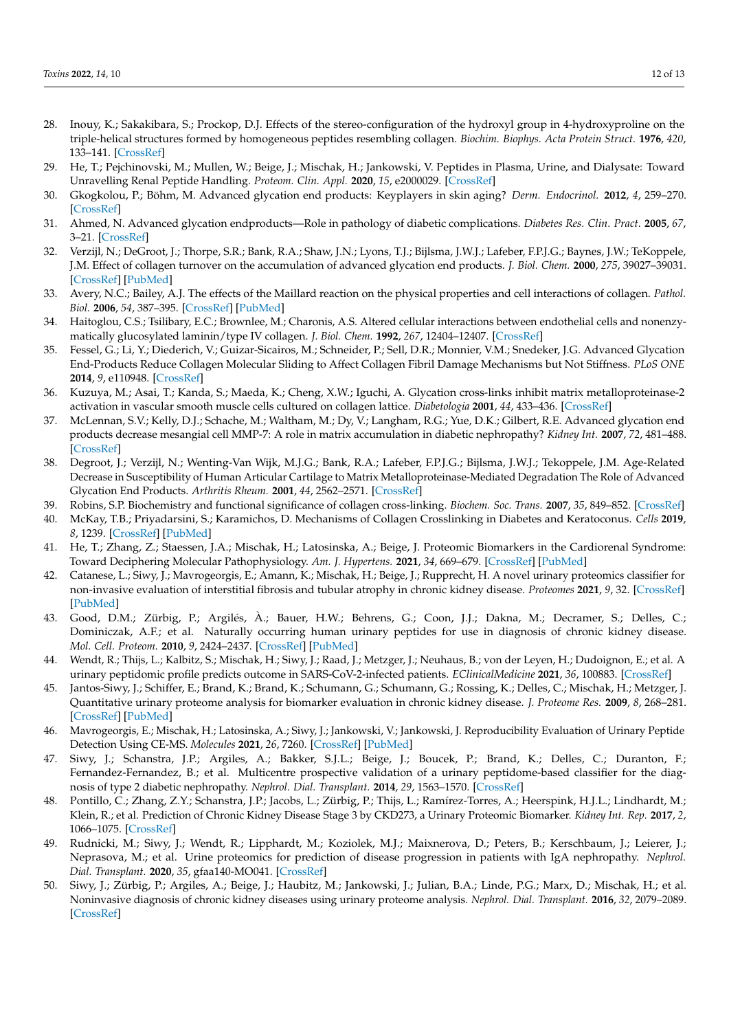28. Inouy, K.; Sakakibara, S.; Prockop, D.J. Effects of the stereo-configuration of the hydroxyl group in 4-hydroxyproline on the triple-helical structures formed by homogeneous peptides resembling collagen. *Biochim. Biophys. Acta Protein Struct.* **1976**, *420*, 133–141. [CrossRef]
29. He, T.; Pejchinovski, M.; Mullen, W.; Beige, J.; Mischak, H.; Jankowski, V. Peptides in Plasma, Urine, and Dialysate: Toward Unravelling Renal Peptide Handling. *Proteom. Clin. Appl.* **2020**, *15*, e2000029. [CrossRef]
30. Gkogkolou, P.; Böhm, M. Advanced glycation end products: Keyplayers in skin aging? *Derm. Endocrinol.* **2012**, *4*, 259–270. [CrossRef]
31. Ahmed, N. Advanced glycation endproducts—Role in pathology of diabetic complications. *Diabetes Res. Clin. Pract.* **2005**, *67*, 3–21. [CrossRef]
32. Verzijl, N.; DeGroot, J.; Thorpe, S.R.; Bank, R.A.; Shaw, J.N.; Lyons, T.J.; Bijlsma, J.W.J.; Lafeber, F.P.J.G.; Baynes, J.W.; TeKoppele, J.M. Effect of collagen turnover on the accumulation of advanced glycation end products. *J. Biol. Chem.* **2000**, *275*, 39027–39031. [CrossRef] [PubMed]
33. Avery, N.C.; Bailey, A.J. The effects of the Maillard reaction on the physical properties and cell interactions of collagen. *Pathol. Biol.* **2006**, *54*, 387–395. [CrossRef] [PubMed]
34. Haitoglou, C.S.; Tsilibary, E.C.; Brownlee, M.; Charonis, A.S. Altered cellular interactions between endothelial cells and nonenzymatically glucosylated laminin/type IV collagen. *J. Biol. Chem.* **1992**, *267*, 12404–12407. [CrossRef]
35. Fessel, G.; Li, Y.; Diederich, V.; Guizar-Sicairos, M.; Schneider, P.; Sell, D.R.; Monnier, V.M.; Snedeker, J.G. Advanced Glycation End-Products Reduce Collagen Molecular Sliding to Affect Collagen Fibril Damage Mechanisms but Not Stiffness. *PLoS ONE* **2014**, *9*, e110948. [CrossRef]
36. Kuzuya, M.; Asai, T.; Kanda, S.; Maeda, K.; Cheng, X.W.; Iguchi, A. Glycation cross-links inhibit matrix metalloproteinase-2 activation in vascular smooth muscle cells cultured on collagen lattice. *Diabetologia* **2001**, *44*, 433–436. [CrossRef]
37. McLennan, S.V.; Kelly, D.J.; Schache, M.; Waltham, M.; Dy, V.; Langham, R.G.; Yue, D.K.; Gilbert, R.E. Advanced glycation end products decrease mesangial cell MMP-7: A role in matrix accumulation in diabetic nephropathy? *Kidney Int.* **2007**, *72*, 481–488. [CrossRef]
38. Degroot, J.; Verzijl, N.; Wenting-Van Wijk, M.J.G.; Bank, R.A.; Lafeber, F.P.J.G.; Bijlsma, J.W.J.; Tekoppele, J.M. Age-Related Decrease in Susceptibility of Human Articular Cartilage to Matrix Metalloproteinase-Mediated Degradation The Role of Advanced Glycation End Products. *Arthritis Rheum.* **2001**, *44*, 2562–2571. [CrossRef]
39. Robins, S.P. Biochemistry and functional significance of collagen cross-linking. *Biochem. Soc. Trans.* **2007**, *35*, 849–852. [CrossRef]
40. McKay, T.B.; Priyadarsini, S.; Karamichos, D. Mechanisms of Collagen Crosslinking in Diabetes and Keratoconus. *Cells* **2019**, *8*, 1239. [CrossRef] [PubMed]
41. He, T.; Zhang, Z.; Staessen, J.A.; Mischak, H.; Latosinska, A.; Beige, J. Proteomic Biomarkers in the Cardiorenal Syndrome: Toward Deciphering Molecular Pathophysiology. *Am. J. Hypertens.* **2021**, *34*, 669–679. [CrossRef] [PubMed]
42. Catanese, L.; Siwy, J.; Mavrogeorgis, E.; Amann, K.; Mischak, H.; Beige, J.; Rupprecht, H. A novel urinary proteomics classifier for non-invasive evaluation of interstitial fibrosis and tubular atrophy in chronic kidney disease. *Proteomes* **2021**, *9*, 32. [CrossRef] [PubMed]
43. Good, D.M.; Zürbig, P.; Argilés, À.; Bauer, H.W.; Behrens, G.; Coon, J.J.; Dakna, M.; Decramer, S.; Delles, C.; Dominiczak, A.F.; et al. Naturally occurring human urinary peptides for use in diagnosis of chronic kidney disease. *Mol. Cell. Proteom.* **2010**, *9*, 2424–2437. [CrossRef] [PubMed]
44. Wendt, R.; Thijs, L.; Kalbitz, S.; Mischak, H.; Siwy, J.; Raad, J.; Metzger, J.; Neuhaus, B.; von der Leyen, H.; Dudoignon, E.; et al. A urinary peptidomic profile predicts outcome in SARS-CoV-2-infected patients. *EClinicalMedicine* **2021**, *36*, 100883. [CrossRef]
45. Jantos-Siwy, J.; Schiffer, E.; Brand, K.; Brand, K.; Schumann, G.; Schumann, G.; Rossing, K.; Delles, C.; Mischak, H.; Metzger, J. Quantitative urinary proteome analysis for biomarker evaluation in chronic kidney disease. *J. Proteome Res.* **2009**, *8*, 268–281. [CrossRef] [PubMed]
46. Mavrogeorgis, E.; Mischak, H.; Latosinska, A.; Siwy, J.; Jankowski, V.; Jankowski, J. Reproducibility Evaluation of Urinary Peptide Detection Using CE-MS. *Molecules* **2021**, *26*, 7260. [CrossRef] [PubMed]
47. Siwy, J.; Schanstra, J.P.; Argiles, A.; Bakker, S.J.L.; Beige, J.; Boucek, P.; Brand, K.; Delles, C.; Duranton, F.; Fernandez-Fernandez, B.; et al. Multicentre prospective validation of a urinary peptidome-based classifier for the diagnosis of type 2 diabetic nephropathy. *Nephrol. Dial. Transplant.* **2014**, *29*, 1563–1570. [CrossRef]
48. Pontillo, C.; Zhang, Z.Y.; Schanstra, J.P.; Jacobs, L.; Zürbig, P.; Thijs, L.; Ramírez-Torres, A.; Heerspink, H.J.L.; Lindhardt, M.; Klein, R.; et al. Prediction of Chronic Kidney Disease Stage 3 by CKD273, a Urinary Proteomic Biomarker. *Kidney Int. Rep.* **2017**, *2*, 1066–1075. [CrossRef]
49. Rudnicki, M.; Siwy, J.; Wendt, R.; Lipphardt, M.; Koziolek, M.J.; Maixnerova, D.; Peters, B.; Kerschbaum, J.; Leierer, J.; Neprasova, M.; et al. Urine proteomics for prediction of disease progression in patients with IgA nephropathy. *Nephrol. Dial. Transplant.* **2020**, *35*, gfaa140-MO041. [CrossRef]
50. Siwy, J.; Zürbig, P.; Argiles, A.; Beige, J.; Haubitz, M.; Jankowski, J.; Julian, B.A.; Linde, P.G.; Marx, D.; Mischak, H.; et al. Noninvasive diagnosis of chronic kidney diseases using urinary proteome analysis. *Nephrol. Dial. Transplant.* **2016**, *32*, 2079–2089. [CrossRef]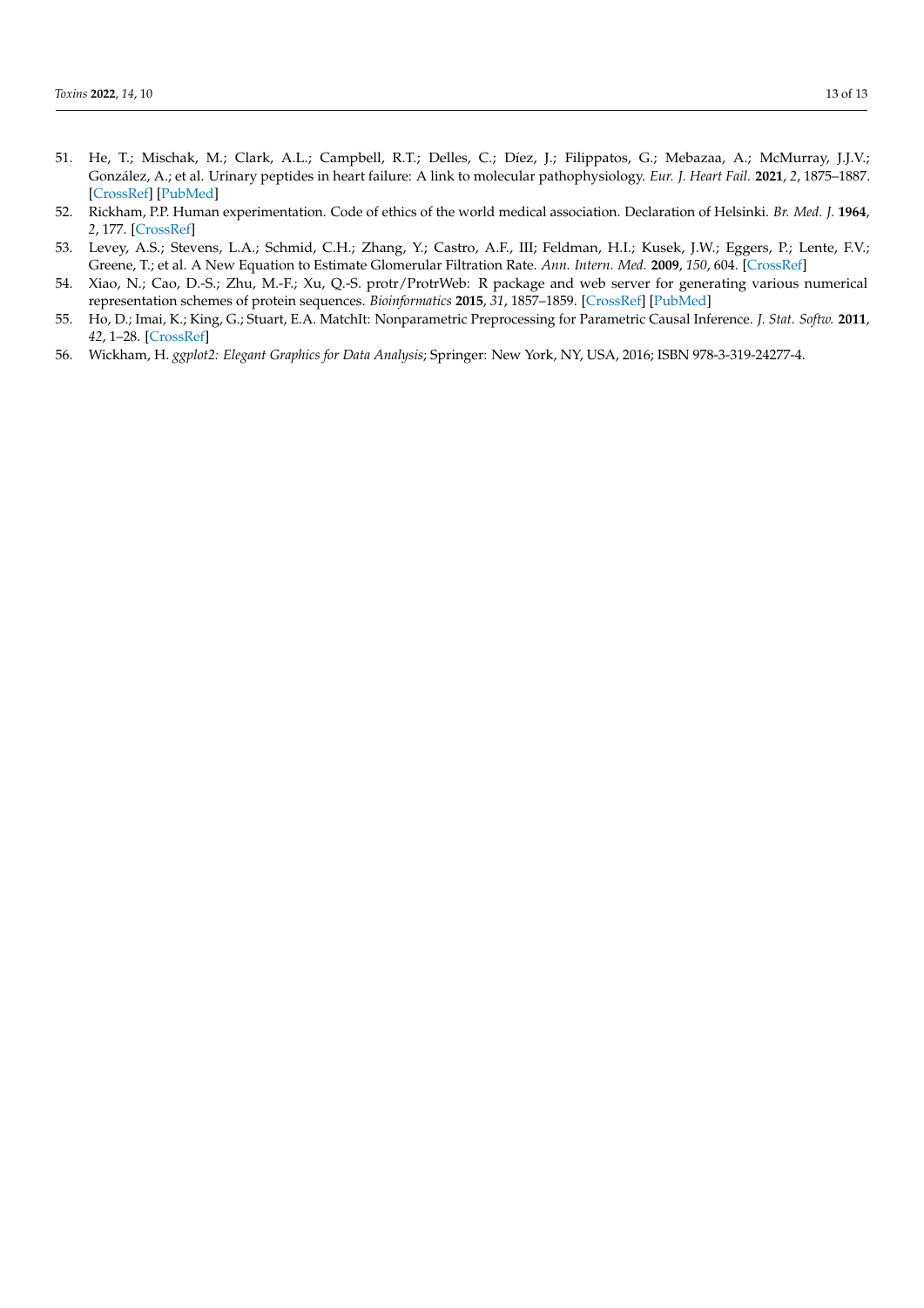51. He, T.; Mischak, M.; Clark, A.L.; Campbell, R.T.; Delles, C.; Díez, J.; Filippatos, G.; Mebazaa, A.; McMurray, J.J.V.; González, A.; et al. Urinary peptides in heart failure: A link to molecular pathophysiology. *Eur. J. Heart Fail.* **2021**, *2*, 1875–1887. [CrossRef] [PubMed]
52. Rickham, P.P. Human experimentation. Code of ethics of the world medical association. Declaration of Helsinki. *Br. Med. J.* **1964**, *2*, 177. [CrossRef]
53. Levey, A.S.; Stevens, L.A.; Schmid, C.H.; Zhang, Y.; Castro, A.F., III; Feldman, H.I.; Kusek, J.W.; Eggers, P.; Lente, F.V.; Greene, T.; et al. A New Equation to Estimate Glomerular Filtration Rate. *Ann. Intern. Med.* **2009**, *150*, 604. [CrossRef]
54. Xiao, N.; Cao, D.-S.; Zhu, M.-F.; Xu, Q.-S. protr/ProtrWeb: R package and web server for generating various numerical representation schemes of protein sequences. *Bioinformatics* **2015**, *31*, 1857–1859. [CrossRef] [PubMed]
55. Ho, D.; Imai, K.; King, G.; Stuart, E.A. MatchIt: Nonparametric Preprocessing for Parametric Causal Inference. *J. Stat. Softw.* **2011**, *42*, 1–28. [CrossRef]
56. Wickham, H. *ggplot2: Elegant Graphics for Data Analysis*; Springer: New York, NY, USA, 2016; ISBN 978-3-319-24277-4.